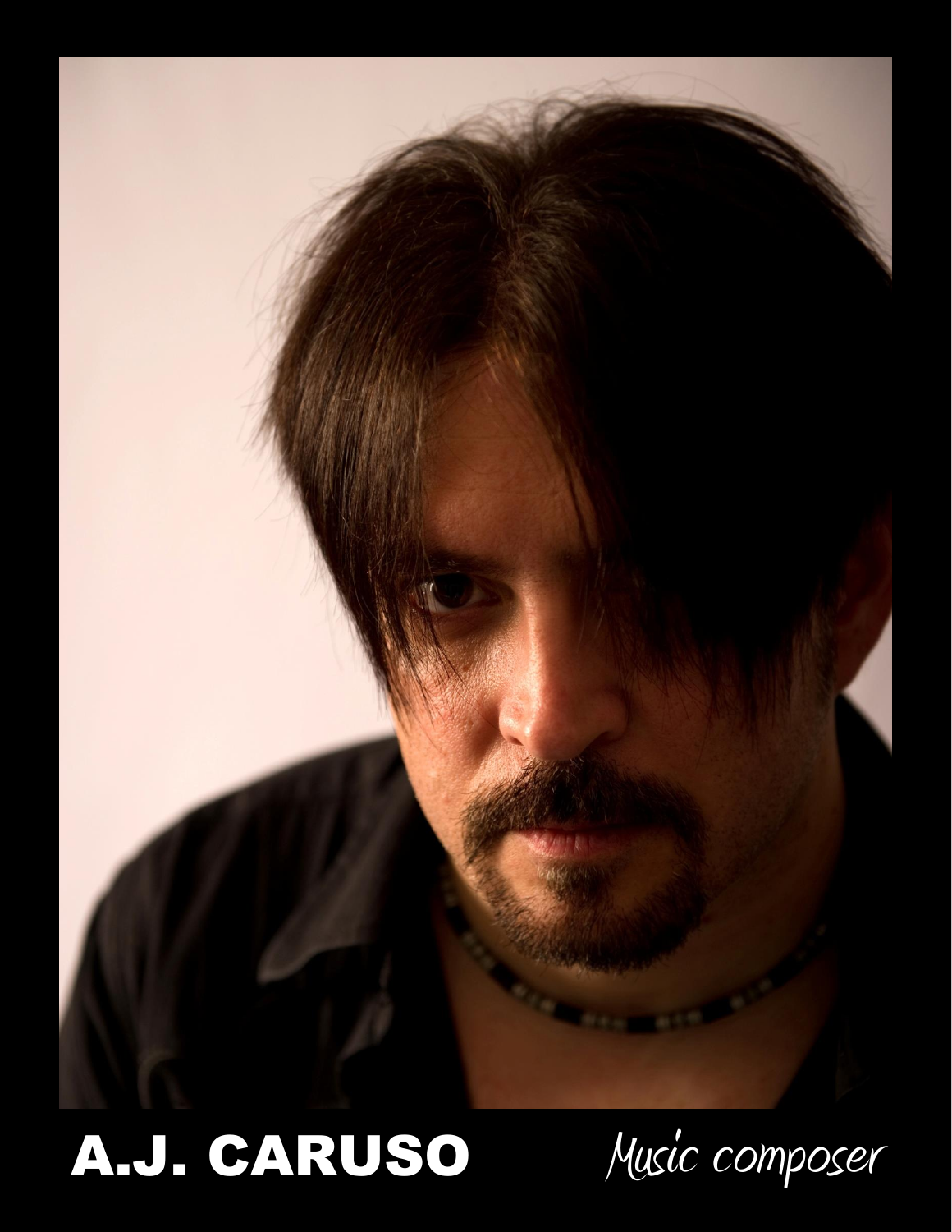**A.J. CARUSO** *Music composer*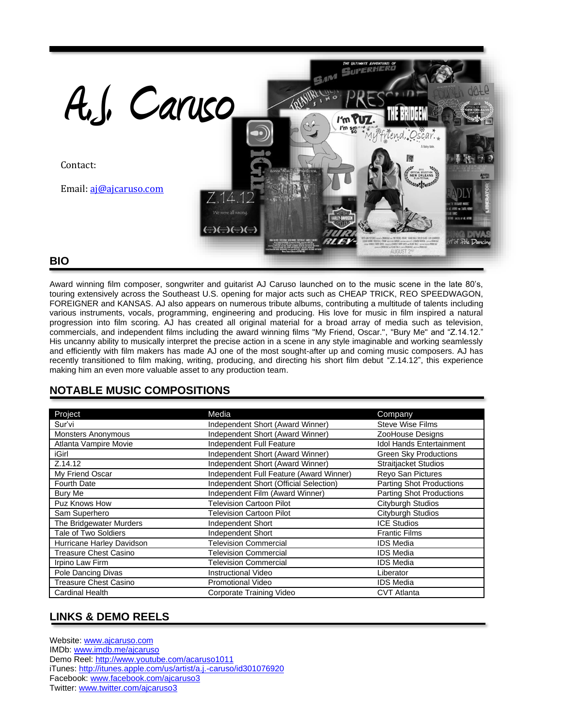# A.J. Caruso

Contact:

Email: aj@ajcaruso.com

## BIO

Award winning film composer, songwriter and guitarist AJ Caruso launched on to the music scene in the late 80's, touring extensively across the Southeast U.S. opening for major acts such as CHEAP TRICK, REO SPEEDWAGON, FOREIGNER and KANSAS. AJ also appears on numerous tribute albums, contributing a multitude of talents including various instruments, vocals, programming, engineering and producing. His love for music in film inspired a natural progression into film scoring. AJ has created all original material for a broad array of media such as television, commercials, and independent films including the award winning films "My Friend, Oscar.", "Bury Me" and "Z.14.12." His uncanny ability to musically interpret the precise action in a scene in any style imaginable and working seamlessly and efficiently with film makers has made AJ one of the most sought-after up and coming music composers. AJ has recently transitioned to film making, writing, producing, and directing his short film debut "Z.14.12", this experience making him an even more valuable asset to any production team.

## NOTABLE MUSIC COMPOSITIONS

| Project | Media | Company |
|---|---|---|
| Sur'vi | Independent Short (Award Winner) | Steve Wise Films |
| Monsters Anonymous | Independent Short (Award Winner) | ZooHouse Designs |
| Atlanta Vampire Movie | Independent Full Feature | Idol Hands Entertainment |
| iGirl | Independent Short (Award Winner) | Green Sky Productions |
| Z.14.12 | Independent Short (Award Winner) | Straitjacket Studios |
| My Friend Oscar | Independent Full Feature (Award Winner) | Reyo San Pictures |
| Fourth Date | Independent Short (Official Selection) | Parting Shot Productions |
| Bury Me | Independent Film (Award Winner) | Parting Shot Productions |
| Puz Knows How | Television Cartoon Pilot | Cityburgh Studios |
| Sam Superhero | Television Cartoon Pilot | Cityburgh Studios |
| The Bridgewater Murders | Independent Short | ICE Studios |
| Tale of Two Soldiers | Independent Short | Frantic Films |
| Hurricane Harley Davidson | Television Commercial | IDS Media |
| Treasure Chest Casino | Television Commercial | IDS Media |
| Irpino Law Firm | Television Commercial | IDS Media |
| Pole Dancing Divas | Instructional Video | Liberator |
| Treasure Chest Casino | Promotional Video | IDS Media |
| Cardinal Health | Corporate Training Video | CVT Atlanta |

## LINKS & DEMO REELS

Website: www.ajcaruso.com
IMDb: www.imdb.me/ajcaruso
Demo Reel: http://www.youtube.com/acaruso1011
iTunes: http://itunes.apple.com/us/artist/a.j.-caruso/id301076920
Facebook: www.facebook.com/ajcaruso3
Twitter: www.twitter.com/ajcaruso3